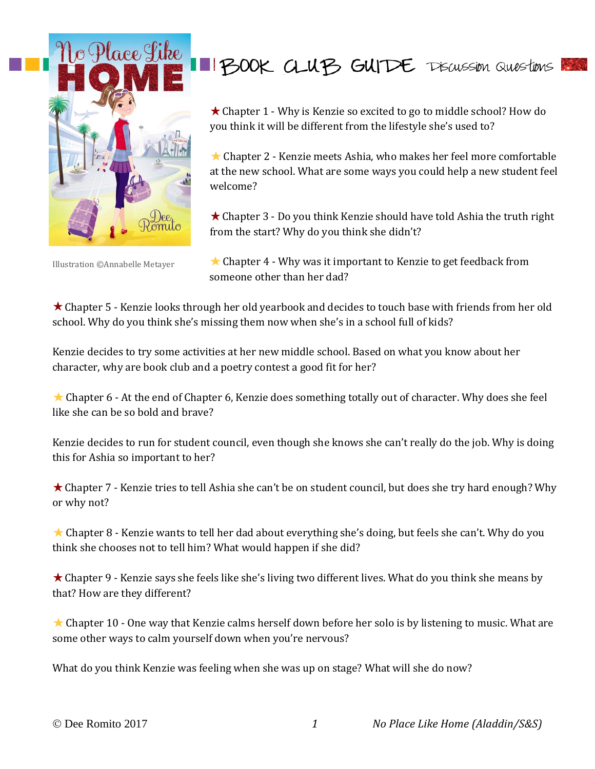# BOOK CLUB GUIDE Discussion Questions

Illustration ©Annabelle Metayer

★ Chapter 1 - Why is Kenzie so excited to go to middle school? How do you think it will be different from the lifestyle she's used to?

★ Chapter 2 - Kenzie meets Ashia, who makes her feel more comfortable at the new school. What are some ways you could help a new student feel welcome?

★ Chapter 3 - Do you think Kenzie should have told Ashia the truth right from the start? Why do you think she didn't?

★ Chapter 4 - Why was it important to Kenzie to get feedback from someone other than her dad?

★ Chapter 5 - Kenzie looks through her old yearbook and decides to touch base with friends from her old school. Why do you think she's missing them now when she's in a school full of kids?

Kenzie decides to try some activities at her new middle school. Based on what you know about her character, why are book club and a poetry contest a good fit for her?

★ Chapter 6 - At the end of Chapter 6, Kenzie does something totally out of character. Why does she feel like she can be so bold and brave?

Kenzie decides to run for student council, even though she knows she can't really do the job. Why is doing this for Ashia so important to her?

★ Chapter 7 - Kenzie tries to tell Ashia she can't be on student council, but does she try hard enough? Why or why not?

★ Chapter 8 - Kenzie wants to tell her dad about everything she's doing, but feels she can't. Why do you think she chooses not to tell him? What would happen if she did?

★ Chapter 9 - Kenzie says she feels like she's living two different lives. What do you think she means by that? How are they different?

★ Chapter 10 - One way that Kenzie calms herself down before her solo is by listening to music. What are some other ways to calm yourself down when you're nervous?

What do you think Kenzie was feeling when she was up on stage? What will she do now?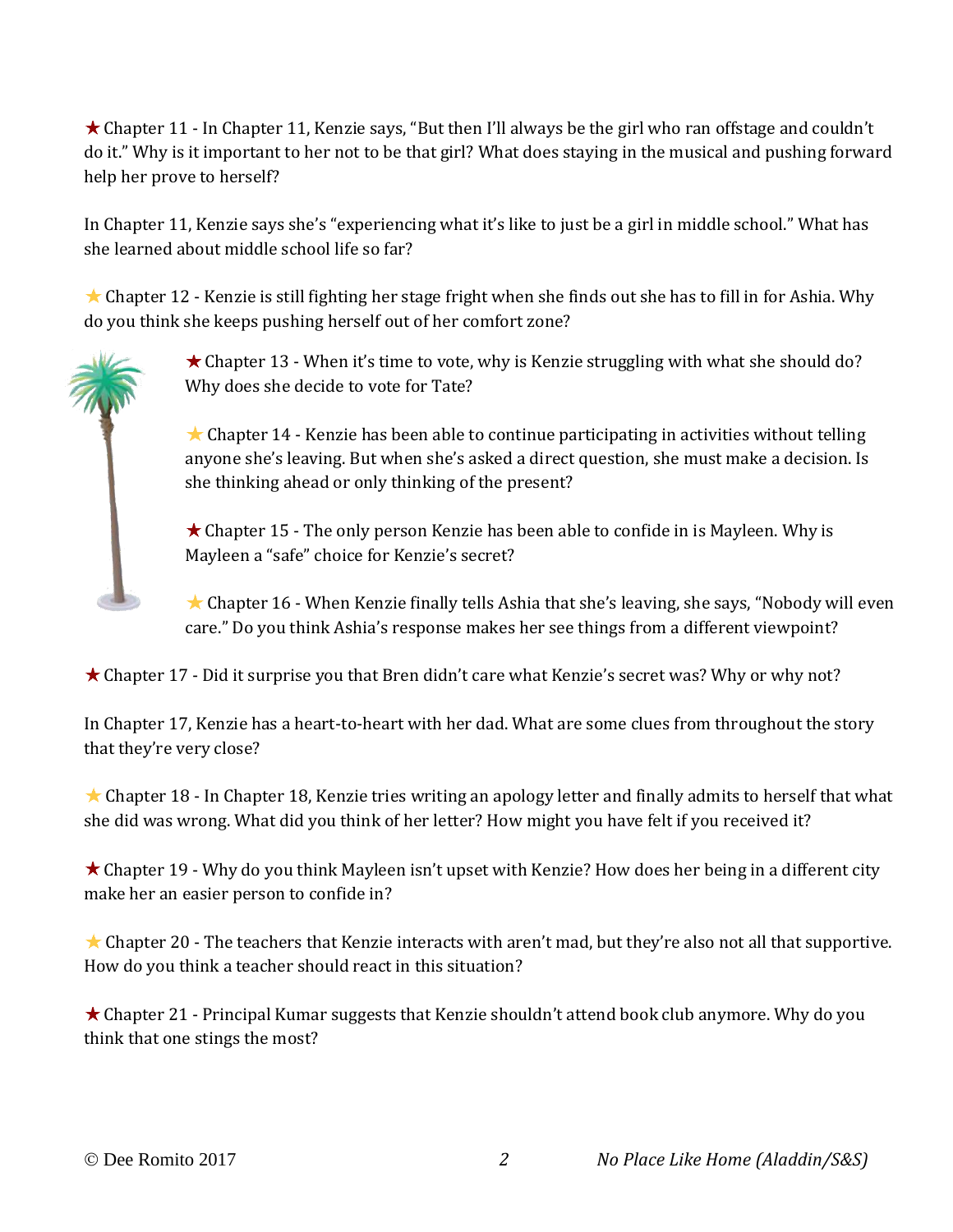★ Chapter 11 - In Chapter 11, Kenzie says, "But then I'll always be the girl who ran offstage and couldn't do it." Why is it important to her not to be that girl? What does staying in the musical and pushing forward help her prove to herself?

In Chapter 11, Kenzie says she's "experiencing what it's like to just be a girl in middle school." What has she learned about middle school life so far?

★ Chapter 12 - Kenzie is still fighting her stage fright when she finds out she has to fill in for Ashia. Why do you think she keeps pushing herself out of her comfort zone?

★ Chapter 13 - When it's time to vote, why is Kenzie struggling with what she should do? Why does she decide to vote for Tate?

★ Chapter 14 - Kenzie has been able to continue participating in activities without telling anyone she's leaving. But when she's asked a direct question, she must make a decision. Is she thinking ahead or only thinking of the present?

★ Chapter 15 - The only person Kenzie has been able to confide in is Mayleen. Why is Mayleen a "safe" choice for Kenzie's secret?

★ Chapter 16 - When Kenzie finally tells Ashia that she's leaving, she says, "Nobody will even care." Do you think Ashia's response makes her see things from a different viewpoint?

★ Chapter 17 - Did it surprise you that Bren didn't care what Kenzie's secret was? Why or why not?

In Chapter 17, Kenzie has a heart-to-heart with her dad. What are some clues from throughout the story that they're very close?

★ Chapter 18 - In Chapter 18, Kenzie tries writing an apology letter and finally admits to herself that what she did was wrong. What did you think of her letter? How might you have felt if you received it?

★ Chapter 19 - Why do you think Mayleen isn't upset with Kenzie? How does her being in a different city make her an easier person to confide in?

★ Chapter 20 - The teachers that Kenzie interacts with aren't mad, but they're also not all that supportive. How do you think a teacher should react in this situation?

★ Chapter 21 - Principal Kumar suggests that Kenzie shouldn't attend book club anymore. Why do you think that one stings the most?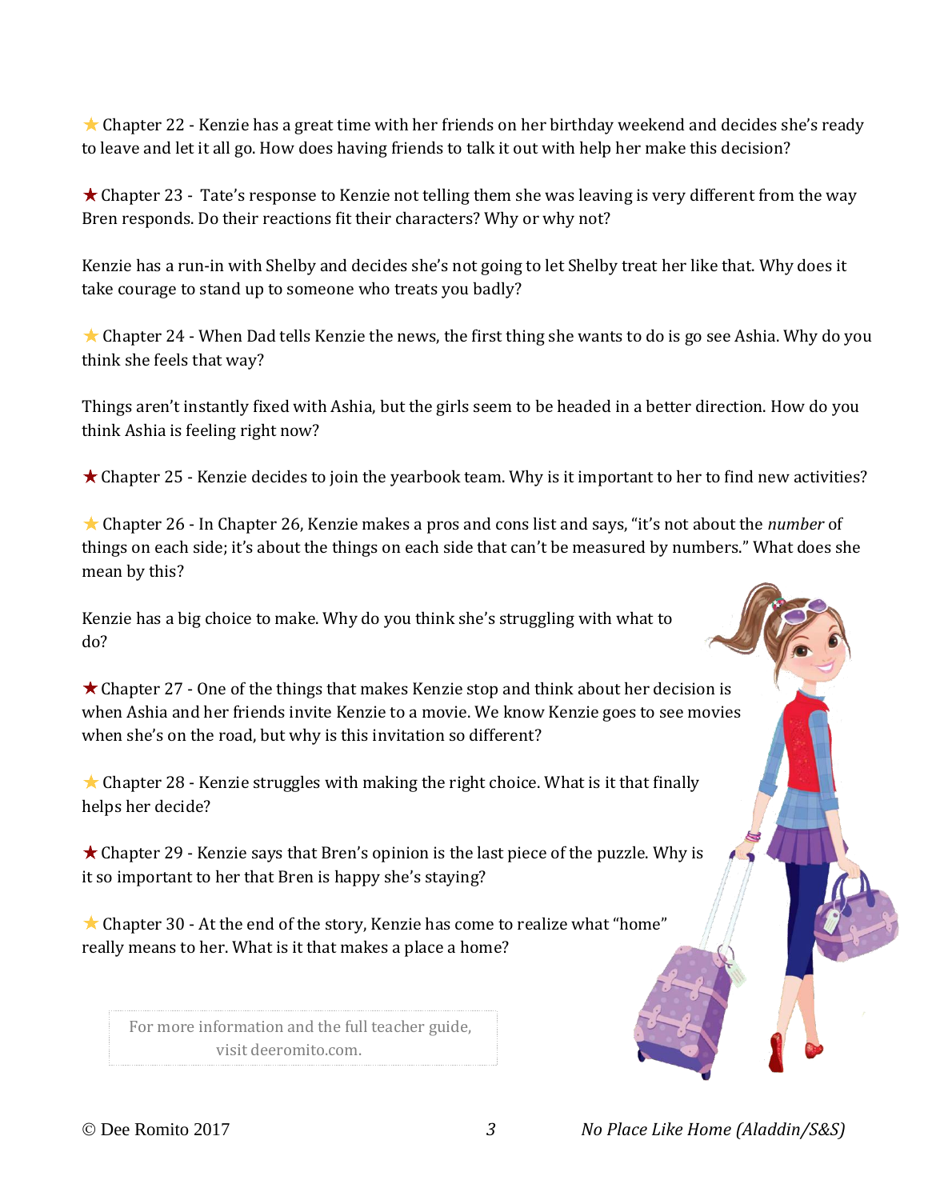★ Chapter 22 - Kenzie has a great time with her friends on her birthday weekend and decides she's ready to leave and let it all go. How does having friends to talk it out with help her make this decision?

★ Chapter 23 - Tate's response to Kenzie not telling them she was leaving is very different from the way Bren responds. Do their reactions fit their characters? Why or why not?

Kenzie has a run-in with Shelby and decides she's not going to let Shelby treat her like that. Why does it take courage to stand up to someone who treats you badly?

★ Chapter 24 - When Dad tells Kenzie the news, the first thing she wants to do is go see Ashia. Why do you think she feels that way?

Things aren't instantly fixed with Ashia, but the girls seem to be headed in a better direction. How do you think Ashia is feeling right now?

★ Chapter 25 - Kenzie decides to join the yearbook team. Why is it important to her to find new activities?

★ Chapter 26 - In Chapter 26, Kenzie makes a pros and cons list and says, "it's not about the *number* of things on each side; it's about the things on each side that can't be measured by numbers." What does she mean by this?

Kenzie has a big choice to make. Why do you think she's struggling with what to do?

★ Chapter 27 - One of the things that makes Kenzie stop and think about her decision is when Ashia and her friends invite Kenzie to a movie. We know Kenzie goes to see movies when she's on the road, but why is this invitation so different?

★ Chapter 28 - Kenzie struggles with making the right choice. What is it that finally helps her decide?

★ Chapter 29 - Kenzie says that Bren's opinion is the last piece of the puzzle. Why is it so important to her that Bren is happy she's staying?

★ Chapter 30 - At the end of the story, Kenzie has come to realize what "home" really means to her. What is it that makes a place a home?

For more information and the full teacher guide, visit deeromito.com.

© Dee Romito 2017 — *No Place Like Home (Aladdin/S&S)*